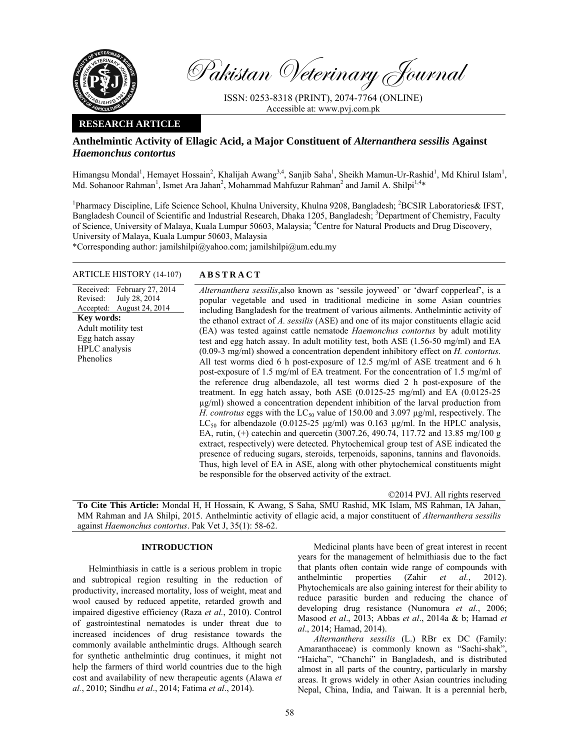Pakistan Veterinary Journal

ISSN: 0253-8318 (PRINT), 2074-7764 (ONLINE)
Accessible at: www.pvj.com.pk

**RESEARCH ARTICLE**

# Anthelmintic Activity of Ellagic Acid, a Major Constituent of *Alternanthera sessilis* Against *Haemonchus contortus*

Himangsu Mondal[1], Hemayet Hossain[2], Khalijah Awang[3,4], Sanjib Saha[1], Sheikh Mamun-Ur-Rashid[1], Md Khirul Islam[1], Md. Sohanoor Rahman[1], Ismet Ara Jahan[2], Mohammad Mahfuzur Rahman[2] and Jamil A. Shilpi[1,4]*

[1]Pharmacy Discipline, Life Science School, Khulna University, Khulna 9208, Bangladesh; [2]BCSIR Laboratories& IFST, Bangladesh Council of Scientific and Industrial Research, Dhaka 1205, Bangladesh; [3]Department of Chemistry, Faculty of Science, University of Malaya, Kuala Lumpur 50603, Malaysia; [4]Centre for Natural Products and Drug Discovery, University of Malaya, Kuala Lumpur 50603, Malaysia

*Corresponding author: jamilshilpi@yahoo.com; jamilshilpi@um.edu.my

**ARTICLE HISTORY** (14-107)

Received: February 27, 2014
Revised: July 28, 2014
Accepted: August 24, 2014

**Key words:**
Adult motility test
Egg hatch assay
HPLC analysis
Phenolics

## ABSTRACT

*Alternanthera sessilis*,also known as 'sessile joyweed' or 'dwarf copperleaf', is a popular vegetable and used in traditional medicine in some Asian countries including Bangladesh for the treatment of various ailments. Anthelmintic activity of the ethanol extract of *A. sessilis* (ASE) and one of its major constituents ellagic acid (EA) was tested against cattle nematode *Haemonchus contortus* by adult motility test and egg hatch assay. In adult motility test, both ASE (1.56-50 mg/ml) and EA (0.09-3 mg/ml) showed a concentration dependent inhibitory effect on *H. contortus*. All test worms died 6 h post-exposure of 12.5 mg/ml of ASE treatment and 6 h post-exposure of 1.5 mg/ml of EA treatment. For the concentration of 1.5 mg/ml of the reference drug albendazole, all test worms died 2 h post-exposure of the treatment. In egg hatch assay, both ASE (0.0125-25 mg/ml) and EA (0.0125-25 µg/ml) showed a concentration dependent inhibition of the larval production from *H. controtus* eggs with the $LC_{50}$ value of 150.00 and 3.097 µg/ml, respectively. The $LC_{50}$ for albendazole (0.0125-25 µg/ml) was 0.163 µg/ml. In the HPLC analysis, EA, rutin, (+) catechin and quercetin (3007.26, 490.74, 117.72 and 13.85 mg/100 g extract, respectively) were detected. Phytochemical group test of ASE indicated the presence of reducing sugars, steroids, terpenoids, saponins, tannins and flavonoids. Thus, high level of EA in ASE, along with other phytochemical constituents might be responsible for the observed activity of the extract.

©2014 PVJ. All rights reserved

**To Cite This Article:** Mondal H, H Hossain, K Awang, S Saha, SMU Rashid, MK Islam, MS Rahman, IA Jahan, MM Rahman and JA Shilpi, 2015. Anthelmintic activity of ellagic acid, a major constituent of *Alternanthera sessilis* against *Haemonchus contortus*. Pak Vet J, 35(1): 58-62.

## INTRODUCTION

Helminthiasis in cattle is a serious problem in tropic and subtropical region resulting in the reduction of productivity, increased mortality, loss of weight, meat and wool caused by reduced appetite, retarded growth and impaired digestive efficiency (Raza *et al.*, 2010). Control of gastrointestinal nematodes is under threat due to increased incidences of drug resistance towards the commonly available anthelmintic drugs. Although search for synthetic anthelmintic drug continues, it might not help the farmers of third world countries due to the high cost and availability of new therapeutic agents (Alawa *et al.*, 2010; Sindhu *et al*., 2014; Fatima *et al*., 2014).

Medicinal plants have been of great interest in recent years for the management of helmithiasis due to the fact that plants often contain wide range of compounds with anthelmintic properties (Zahir *et al.*, 2012). Phytochemicals are also gaining interest for their ability to reduce parasitic burden and reducing the chance of developing drug resistance (Nunomura *et al.*, 2006; Masood *et al*., 2013; Abbas *et al*., 2014a & b; Hamad *et al*., 2014; Hamad, 2014).

*Alternanthera sessilis* (L.) RBr ex DC (Family: Amaranthaceae) is commonly known as "Sachi-shak", "Haicha", "Chanchi" in Bangladesh, and is distributed almost in all parts of the country, particularly in marshy areas. It grows widely in other Asian countries including Nepal, China, India, and Taiwan. It is a perennial herb,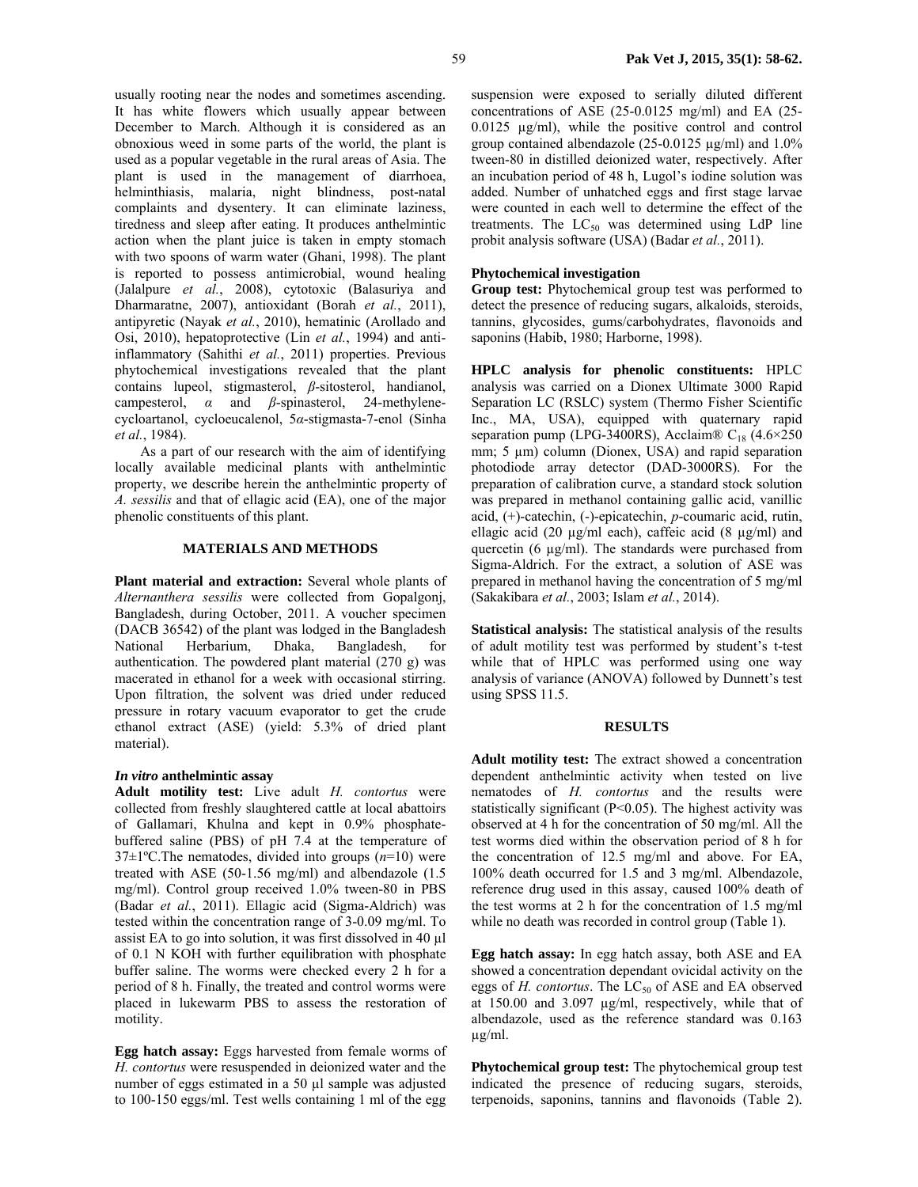usually rooting near the nodes and sometimes ascending. It has white flowers which usually appear between December to March. Although it is considered as an obnoxious weed in some parts of the world, the plant is used as a popular vegetable in the rural areas of Asia. The plant is used in the management of diarrhoea, helminthiasis, malaria, night blindness, post-natal complaints and dysentery. It can eliminate laziness, tiredness and sleep after eating. It produces anthelmintic action when the plant juice is taken in empty stomach with two spoons of warm water (Ghani, 1998). The plant is reported to possess antimicrobial, wound healing (Jalalpure *et al.*, 2008), cytotoxic (Balasuriya and Dharmaratne, 2007), antioxidant (Borah *et al.*, 2011), antipyretic (Nayak *et al.*, 2010), hematinic (Arollado and Osi, 2010), hepatoprotective (Lin *et al.*, 1994) and anti-inflammatory (Sahithi *et al.*, 2011) properties. Previous phytochemical investigations revealed that the plant contains lupeol, stigmasterol, *β*-sitosterol, handianol, campesterol, *α* and *β*-spinasterol, 24-methylene-cycloartanol, cycloeucalenol, 5*α*-stigmasta-7-enol (Sinha *et al.*, 1984).

As a part of our research with the aim of identifying locally available medicinal plants with anthelmintic property, we describe herein the anthelmintic property of *A. sessilis* and that of ellagic acid (EA), one of the major phenolic constituents of this plant.

## MATERIALS AND METHODS

**Plant material and extraction:** Several whole plants of *Alternanthera sessilis* were collected from Gopalgonj, Bangladesh, during October, 2011. A voucher specimen (DACB 36542) of the plant was lodged in the Bangladesh National Herbarium, Dhaka, Bangladesh, for authentication. The powdered plant material (270 g) was macerated in ethanol for a week with occasional stirring. Upon filtration, the solvent was dried under reduced pressure in rotary vacuum evaporator to get the crude ethanol extract (ASE) (yield: 5.3% of dried plant material).

### *In vitro* anthelmintic assay

**Adult motility test:** Live adult *H. contortus* were collected from freshly slaughtered cattle at local abattoirs of Gallamari, Khulna and kept in 0.9% phosphate-buffered saline (PBS) of pH 7.4 at the temperature of 37±1ºC.The nematodes, divided into groups (*n*=10) were treated with ASE (50-1.56 mg/ml) and albendazole (1.5 mg/ml). Control group received 1.0% tween-80 in PBS (Badar *et al*., 2011). Ellagic acid (Sigma-Aldrich) was tested within the concentration range of 3-0.09 mg/ml. To assist EA to go into solution, it was first dissolved in 40 µl of 0.1 N KOH with further equilibration with phosphate buffer saline. The worms were checked every 2 h for a period of 8 h. Finally, the treated and control worms were placed in lukewarm PBS to assess the restoration of motility.

**Egg hatch assay:** Eggs harvested from female worms of *H. contortus* were resuspended in deionized water and the number of eggs estimated in a 50 µl sample was adjusted to 100-150 eggs/ml. Test wells containing 1 ml of the egg suspension were exposed to serially diluted different concentrations of ASE (25-0.0125 mg/ml) and EA (25-0.0125 µg/ml), while the positive control and control group contained albendazole (25-0.0125 µg/ml) and 1.0% tween-80 in distilled deionized water, respectively. After an incubation period of 48 h, Lugol's iodine solution was added. Number of unhatched eggs and first stage larvae were counted in each well to determine the effect of the treatments. The $LC_{50}$ was determined using LdP line probit analysis software (USA) (Badar *et al.*, 2011).

### Phytochemical investigation

**Group test:** Phytochemical group test was performed to detect the presence of reducing sugars, alkaloids, steroids, tannins, glycosides, gums/carbohydrates, flavonoids and saponins (Habib, 1980; Harborne, 1998).

**HPLC analysis for phenolic constituents:** HPLC analysis was carried on a Dionex Ultimate 3000 Rapid Separation LC (RSLC) system (Thermo Fisher Scientific Inc., MA, USA), equipped with quaternary rapid separation pump (LPG-3400RS), Acclaim® $C_{18}$ (4.6×250 mm; 5 µm) column (Dionex, USA) and rapid separation photodiode array detector (DAD-3000RS). For the preparation of calibration curve, a standard stock solution was prepared in methanol containing gallic acid, vanillic acid, (+)-catechin, (-)-epicatechin, *p*-coumaric acid, rutin, ellagic acid (20 µg/ml each), caffeic acid (8 µg/ml) and quercetin (6 µg/ml). The standards were purchased from Sigma-Aldrich. For the extract, a solution of ASE was prepared in methanol having the concentration of 5 mg/ml (Sakakibara *et al.*, 2003; Islam *et al.*, 2014).

**Statistical analysis:** The statistical analysis of the results of adult motility test was performed by student's t-test while that of HPLC was performed using one way analysis of variance (ANOVA) followed by Dunnett's test using SPSS 11.5.

## RESULTS

**Adult motility test:** The extract showed a concentration dependent anthelmintic activity when tested on live nematodes of *H. contortus* and the results were statistically significant ($P<0.05$). The highest activity was observed at 4 h for the concentration of 50 mg/ml. All the test worms died within the observation period of 8 h for the concentration of 12.5 mg/ml and above. For EA, 100% death occurred for 1.5 and 3 mg/ml. Albendazole, reference drug used in this assay, caused 100% death of the test worms at 2 h for the concentration of 1.5 mg/ml while no death was recorded in control group (Table 1).

**Egg hatch assay:** In egg hatch assay, both ASE and EA showed a concentration dependant ovicidal activity on the eggs of *H. contortus*. The $LC_{50}$ of ASE and EA observed at 150.00 and 3.097 µg/ml, respectively, while that of albendazole, used as the reference standard was 0.163 µg/ml.

**Phytochemical group test:** The phytochemical group test indicated the presence of reducing sugars, steroids, terpenoids, saponins, tannins and flavonoids (Table 2).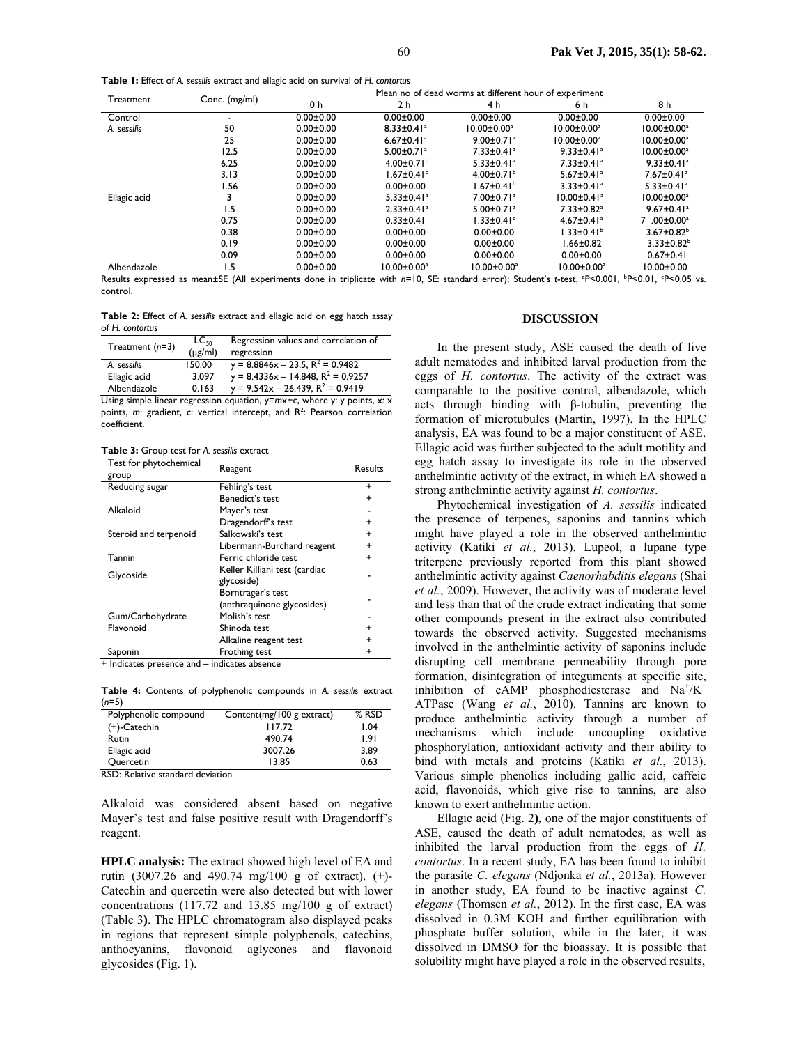**Table 1:** Effect of *A. sessilis* extract and ellagic acid on survival of *H. contortus*

| Treatment | Conc. (mg/ml) | Mean no of dead worms at different hour of experiment | | | | |
|---|---|---|---|---|---|---|
| | | 0 h | 2 h | 4 h | 6 h | 8 h |
| Control | - | 0.00±0.00 | 0.00±0.00 | 0.00±0.00 | 0.00±0.00 | 0.00±0.00 |
| *A. sessilis* | 50 | 0.00±0.00 | 8.33±0.41[a] | 10.00±0.00[a] | 10.00±0.00[a] | 10.00±0.00[a] |
| | 25 | 0.00±0.00 | 6.67±0.41[a] | 9.00±0.71[a] | 10.00±0.00[a] | 10.00±0.00[a] |
| | 12.5 | 0.00±0.00 | 5.00±0.71[a] | 7.33±0.41[a] | 9.33±0.41[a] | 10.00±0.00[a] |
| | 6.25 | 0.00±0.00 | 4.00±0.71[b] | 5.33±0.41[a] | 7.33±0.41[a] | 9.33±0.41[a] |
| | 3.13 | 0.00±0.00 | 1.67±0.41[b] | 4.00±0.71[b] | 5.67±0.41[a] | 7.67±0.41[a] |
| | 1.56 | 0.00±0.00 | 0.00±0.00 | 1.67±0.41[b] | 3.33±0.41[a] | 5.33±0.41[a] |
| Ellagic acid | 3 | 0.00±0.00 | 5.33±0.41[a] | 7.00±0.71[a] | 10.00±0.41[a] | 10.00±0.00[a] |
| | 1.5 | 0.00±0.00 | 2.33±0.41[a] | 5.00±0.71[a] | 7.33±0.82[a] | 9.67±0.41[a] |
| | 0.75 | 0.00±0.00 | 0.33±0.41 | 1.33±0.41[c] | 4.67±0.41[a] | 7 .00±0.00[a] |
| | 0.38 | 0.00±0.00 | 0.00±0.00 | 0.00±0.00 | 1.33±0.41[b] | 3.67±0.82[b] |
| | 0.19 | 0.00±0.00 | 0.00±0.00 | 0.00±0.00 | 1.66±0.82 | 3.33±0.82[b] |
| | 0.09 | 0.00±0.00 | 0.00±0.00 | 0.00±0.00 | 0.00±0.00 | 0.67±0.41 |
| Albendazole | 1.5 | 0.00±0.00 | 10.00±0.00[a] | 10.00±0.00[a] | 10.00±0.00[a] | 10.00±0.00 |

Results expressed as mean±SE (All experiments done in triplicate with $n$=10, SE: standard error); Student's *t*-test, [a]P<0.001, [b]P<0.01, [c]P<0.05 vs. control.

**Table 2:** Effect of *A. sessilis* extract and ellagic acid on egg hatch assay of *H. contortus*

| Treatment ($n$=3) | $LC_{50}$ (µg/ml) | Regression values and correlation of regression |
|---|---|---|
| *A. sessilis* | 150.00 | $y = 8.8846x – 23.5, R^2 = 0.9482$ |
| Ellagic acid | 3.097 | $y = 8.4336x – 14.848, R^2 = 0.9257$ |
| Albendazole | 0.163 | $y = 9.542x – 26.439, R^2 = 0.9419$ |

Using simple linear regression equation, $y=mx+c$, where y: y points, x: x points, *m*: gradient, c: vertical intercept, and $R^2$: Pearson correlation coefficient.

**Table 3:** Group test for *A. sessilis* extract

| Test for phytochemical group | Reagent | Results |
|---|---|---|
| Reducing sugar | Fehling's test | + |
| | Benedict's test | + |
| Alkaloid | Mayer's test | - |
| | Dragendorff's test | + |
| Steroid and terpenoid | Salkowski's test | + |
| | Libermann-Burchard reagent | + |
| Tannin | Ferric chloride test | + |
| Glycoside | Keller Killiani test (cardiac glycoside) | - |
| | Borntrager's test (anthraquinone glycosides) | - |
| Gum/Carbohydrate | Molish's test | - |
| Flavonoid | Shinoda test | + |
| | Alkaline reagent test | + |
| Saponin | Frothing test | + |

+ Indicates presence and – indicates absence

**Table 4:** Contents of polyphenolic compounds in *A. sessilis* extract ($n$=5)

| Polyphenolic compound | Content(mg/100 g extract) | % RSD |
|---|---|---|
| (+)-Catechin | 117.72 | 1.04 |
| Rutin | 490.74 | 1.91 |
| Ellagic acid | 3007.26 | 3.89 |
| Quercetin | 13.85 | 0.63 |

RSD: Relative standard deviation

Alkaloid was considered absent based on negative Mayer's test and false positive result with Dragendorff's reagent.

**HPLC analysis:** The extract showed high level of EA and rutin (3007.26 and 490.74 mg/100 g of extract). (+)-Catechin and quercetin were also detected but with lower concentrations (117.72 and 13.85 mg/100 g of extract) (Table 3**)**. The HPLC chromatogram also displayed peaks in regions that represent simple polyphenols, catechins, anthocyanins, flavonoid aglycones and flavonoid glycosides (Fig. 1).

## DISCUSSION

In the present study, ASE caused the death of live adult nematodes and inhibited larval production from the eggs of *H. contortus*. The activity of the extract was comparable to the positive control, albendazole, which acts through binding with β-tubulin, preventing the formation of microtubules (Martin, 1997). In the HPLC analysis, EA was found to be a major constituent of ASE. Ellagic acid was further subjected to the adult motility and egg hatch assay to investigate its role in the observed anthelmintic activity of the extract, in which EA showed a strong anthelmintic activity against *H. contortus*.

Phytochemical investigation of *A. sessilis* indicated the presence of terpenes, saponins and tannins which might have played a role in the observed anthelmintic activity (Katiki *et al.*, 2013). Lupeol, a lupane type triterpene previously reported from this plant showed anthelmintic activity against *Caenorhabditis elegans* (Shai *et al.*, 2009). However, the activity was of moderate level and less than that of the crude extract indicating that some other compounds present in the extract also contributed towards the observed activity. Suggested mechanisms involved in the anthelmintic activity of saponins include disrupting cell membrane permeability through pore formation, disintegration of integuments at specific site, inhibition of cAMP phosphodiesterase and $Na^+/K^+$ ATPase (Wang *et al.*, 2010). Tannins are known to produce anthelmintic activity through a number of mechanisms which include uncoupling oxidative phosphorylation, antioxidant activity and their ability to bind with metals and proteins (Katiki *et al.*, 2013). Various simple phenolics including gallic acid, caffeic acid, flavonoids, which give rise to tannins, are also known to exert anthelmintic action.

Ellagic acid (Fig. 2**)**, one of the major constituents of ASE, caused the death of adult nematodes, as well as inhibited the larval production from the eggs of *H. contortus*. In a recent study, EA has been found to inhibit the parasite *C. elegans* (Ndjonka *et al.*, 2013a). However in another study, EA found to be inactive against *C. elegans* (Thomsen *et al.*, 2012). In the first case, EA was dissolved in 0.3M KOH and further equilibration with phosphate buffer solution, while in the later, it was dissolved in DMSO for the bioassay. It is possible that solubility might have played a role in the observed results,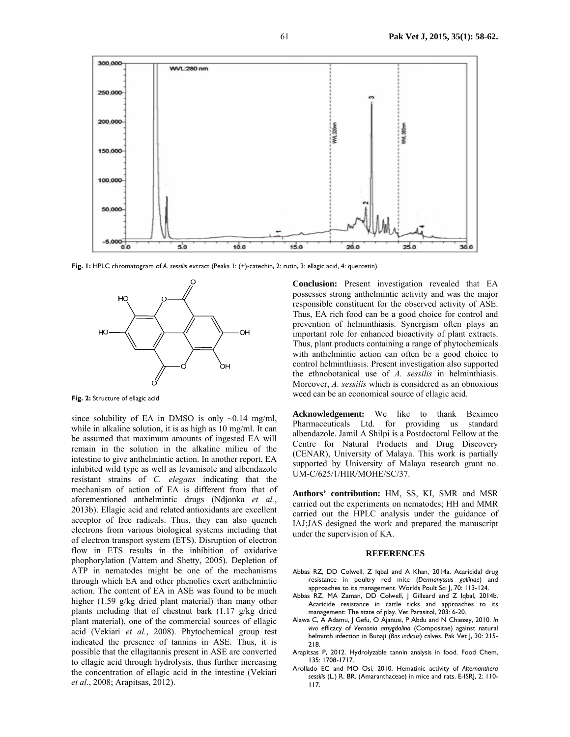Fig. 1: HPLC chromatogram of *A. sessilis* extract (Peaks 1: (+)-catechin, 2: rutin, 3: ellagic acid, 4: quercetin).

Fig. 2: Structure of ellagic acid

since solubility of EA in DMSO is only ~0.14 mg/ml, while in alkaline solution, it is as high as 10 mg/ml. It can be assumed that maximum amounts of ingested EA will remain in the solution in the alkaline milieu of the intestine to give anthelmintic action. In another report, EA inhibited wild type as well as levamisole and albendazole resistant strains of *C. elegans* indicating that the mechanism of action of EA is different from that of aforementioned anthelmintic drugs (Ndjonka *et al.*, 2013b). Ellagic acid and related antioxidants are excellent acceptor of free radicals. Thus, they can also quench electrons from various biological systems including that of electron transport system (ETS). Disruption of electron flow in ETS results in the inhibition of oxidative phophorylation (Vattem and Shetty, 2005). Depletion of ATP in nematodes might be one of the mechanisms through which EA and other phenolics exert anthelmintic action. The content of EA in ASE was found to be much higher (1.59 g/kg dried plant material) than many other plants including that of chestnut bark (1.17 g/kg dried plant material), one of the commercial sources of ellagic acid (Vekiari *et al.*, 2008). Phytochemical group test indicated the presence of tannins in ASE. Thus, it is possible that the ellagitannis present in ASE are converted to ellagic acid through hydrolysis, thus further increasing the concentration of ellagic acid in the intestine (Vekiari *et al.*, 2008; Arapitsas, 2012).

**Conclusion:** Present investigation revealed that EA possesses strong anthelmintic activity and was the major responsible constituent for the observed activity of ASE. Thus, EA rich food can be a good choice for control and prevention of helminthiasis. Synergism often plays an important role for enhanced bioactivity of plant extracts. Thus, plant products containing a range of phytochemicals with anthelmintic action can often be a good choice to control helminthiasis. Present investigation also supported the ethnobotanical use of *A. sessilis* in helminthiasis. Moreover, *A. sessilis* which is considered as an obnoxious weed can be an economical source of ellagic acid.

**Acknowledgement:** We like to thank Beximco Pharmaceuticals Ltd. for providing us standard albendazole. Jamil A Shilpi is a Postdoctoral Fellow at the Centre for Natural Products and Drug Discovery (CENAR), University of Malaya. This work is partially supported by University of Malaya research grant no. UM-C/625/1/HIR/MOHE/SC/37.

**Authors' contribution:** HM, SS, KI, SMR and MSR carried out the experiments on nematodes; HH and MMR carried out the HPLC analysis under the guidance of IAJ;JAS designed the work and prepared the manuscript under the supervision of KA.

## REFERENCES

Abbas RZ, DD Colwell, Z Iqbal and A Khan, 2014a. Acaricidal drug resistance in poultry red mite (*Dermanyssus gallinae*) and approaches to its management. Worlds Poult Sci J, 70: 113-124.

Abbas RZ, MA Zaman, DD Colwell, J Gilleard and Z Iqbal, 2014b. Acaricide resistance in cattle ticks and approaches to its management: The state of play. Vet Parasitol, 203: 6-20.

Alawa C, A Adamu, J Gefu, O Ajanusi, P Abdu and N Chiezey, 2010. *In vivo* efficacy of *Vernonia amygdalina* (Compositae) against natural helminth infection in Bunaji (*Bos indicus*) calves. Pak Vet J, 30: 215-218.

Arapitsas P, 2012. Hydrolyzable tannin analysis in food. Food Chem, 135: 1708-1717.

Arollado EC and MO Osi, 2010. Hematinic activity of *Alternanthera sessilis* (L.) R. BR. (Amaranthaceae) in mice and rats. E-ISRJ, 2: 110-117.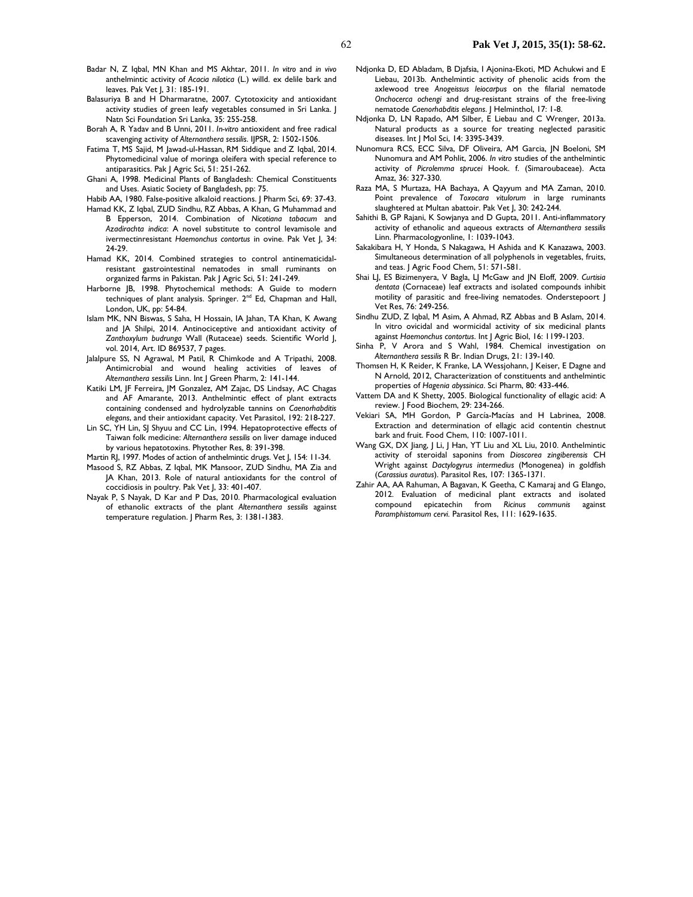Badar N, Z Iqbal, MN Khan and MS Akhtar, 2011. *In vitro* and *in vivo* anthelmintic activity of *Acacia nilotica* (L.) willd. ex delile bark and leaves. Pak Vet J, 31: 185-191.

Balasuriya B and H Dharmaratne, 2007. Cytotoxicity and antioxidant activity studies of green leafy vegetables consumed in Sri Lanka. J Natn Sci Foundation Sri Lanka, 35: 255-258.

Borah A, R Yadav and B Unni, 2011. *In-vitro* antioxident and free radical scavenging activity of *Alternanthera sessilis*. IJPSR, 2: 1502-1506.

Fatima T, MS Sajid, M Jawad-ul-Hassan, RM Siddique and Z Iqbal, 2014. Phytomedicinal value of moringa oleifera with special reference to antiparasitics. Pak J Agric Sci, 51: 251-262.

Ghani A, 1998. Medicinal Plants of Bangladesh: Chemical Constituents and Uses. Asiatic Society of Bangladesh, pp: 75.

Habib AA, 1980. False-positive alkaloid reactions. J Pharm Sci, 69: 37-43.

Hamad KK, Z Iqbal, ZUD Sindhu, RZ Abbas, A Khan, G Muhammad and B Epperson, 2014. Combination of *Nicotiana tabacum* and *Azadirachta indica*: A novel substitute to control levamisole and ivermectinresistant *Haemonchus contortus* in ovine. Pak Vet J, 34: 24-29.

Hamad KK, 2014. Combined strategies to control antinematicidal-resistant gastrointestinal nematodes in small ruminants on organized farms in Pakistan. Pak J Agric Sci, 51: 241-249.

Harborne JB, 1998. Phytochemical methods: A Guide to modern techniques of plant analysis. Springer. 2nd Ed, Chapman and Hall, London, UK, pp: 54-84.

Islam MK, NN Biswas, S Saha, H Hossain, IA Jahan, TA Khan, K Awang and JA Shilpi, 2014. Antinociceptive and antioxidant activity of *Zanthoxylum budrunga* Wall (Rutaceae) seeds. Scientific World J, vol. 2014, Art. ID 869537, 7 pages.

Jalalpure SS, N Agrawal, M Patil, R Chimkode and A Tripathi, 2008. Antimicrobial and wound healing activities of leaves of *Alternanthera sessilis* Linn. Int J Green Pharm, 2: 141-144.

Katiki LM, JF Ferreira, JM Gonzalez, AM Zajac, DS Lindsay, AC Chagas and AF Amarante, 2013. Anthelmintic effect of plant extracts containing condensed and hydrolyzable tannins on *Caenorhabditis elegans*, and their antioxidant capacity. Vet Parasitol, 192: 218-227.

Lin SC, YH Lin, SJ Shyuu and CC Lin, 1994. Hepatoprotective effects of Taiwan folk medicine: *Alternanthera sessilis* on liver damage induced by various hepatotoxins. Phytother Res, 8: 391-398.

Martin RJ, 1997. Modes of action of anthelmintic drugs. Vet J, 154: 11-34.

Masood S, RZ Abbas, Z Iqbal, MK Mansoor, ZUD Sindhu, MA Zia and JA Khan, 2013. Role of natural antioxidants for the control of coccidiosis in poultry. Pak Vet J, 33: 401-407.

Nayak P, S Nayak, D Kar and P Das, 2010. Pharmacological evaluation of ethanolic extracts of the plant *Alternanthera sessilis* against temperature regulation. J Pharm Res, 3: 1381-1383.

Ndjonka D, ED Abladam, B Djafsia, I Ajonina-Ekoti, MD Achukwi and E Liebau, 2013b. Anthelmintic activity of phenolic acids from the axlewood tree *Anogeissus leiocarpus* on the filarial nematode *Onchocerca ochengi* and drug-resistant strains of the free-living nematode *Caenorhabditis elegans*. J Helminthol, 17: 1-8.

Ndjonka D, LN Rapado, AM Silber, E Liebau and C Wrenger, 2013a. Natural products as a source for treating neglected parasitic diseases. Int J Mol Sci, 14: 3395-3439.

Nunomura RCS, ECC Silva, DF Oliveira, AM Garcia, JN Boeloni, SM Nunomura and AM Pohlit, 2006. *In vitro* studies of the anthelmintic activity of *Picrolemma sprucei* Hook. f. (Simaroubaceae). Acta Amaz, 36: 327-330.

Raza MA, S Murtaza, HA Bachaya, A Qayyum and MA Zaman, 2010. Point prevalence of *Toxocara vitulorum* in large ruminants slaughtered at Multan abattoir. Pak Vet J, 30: 242-244.

Sahithi B, GP Rajani, K Sowjanya and D Gupta, 2011. Anti-inflammatory activity of ethanolic and aqueous extracts of *Alternanthera sessilis* Linn. Pharmacologyonline, 1: 1039-1043.

Sakakibara H, Y Honda, S Nakagawa, H Ashida and K Kanazawa, 2003. Simultaneous determination of all polyphenols in vegetables, fruits, and teas. J Agric Food Chem, 51: 571-581.

Shai LJ, ES Bizimenyera, V Bagla, LJ McGaw and JN Eloff, 2009. *Curtisia dentata* (Cornaceae) leaf extracts and isolated compounds inhibit motility of parasitic and free-living nematodes. Onderstepoort J Vet Res, 76: 249-256.

Sindhu ZUD, Z Iqbal, M Asim, A Ahmad, RZ Abbas and B Aslam, 2014. In vitro ovicidal and wormicidal activity of six medicinal plants against *Haemonchus contortus*. Int J Agric Biol, 16: 1199-1203.

Sinha P, V Arora and S Wahl, 1984. Chemical investigation on *Alternanthera sessilis* R Br. Indian Drugs, 21: 139-140.

Thomsen H, K Reider, K Franke, LA Wessjohann, J Keiser, E Dagne and N Arnold, 2012, Characterization of constituents and anthelmintic properties of *Hagenia abyssinica*. Sci Pharm, 80: 433-446.

Vattem DA and K Shetty, 2005. Biological functionality of ellagic acid: A review. J Food Biochem, 29: 234-266.

Vekiari SA, MH Gordon, P García-Macías and H Labrinea, 2008. Extraction and determination of ellagic acid contentin chestnut bark and fruit. Food Chem, 110: 1007-1011.

Wang GX, DX Jiang, J Li, J Han, YT Liu and XL Liu, 2010. Anthelmintic activity of steroidal saponins from *Dioscorea zingiberensis* CH Wright against *Dactylogyrus intermedius* (Monogenea) in goldfish (*Carassius auratus*). Parasitol Res, 107: 1365-1371.

Zahir AA, AA Rahuman, A Bagavan, K Geetha, C Kamaraj and G Elango, 2012. Evaluation of medicinal plant extracts and isolated compound epicatechin from *Ricinus communis* against *Paramphistomum cervi*. Parasitol Res, 111: 1629-1635.